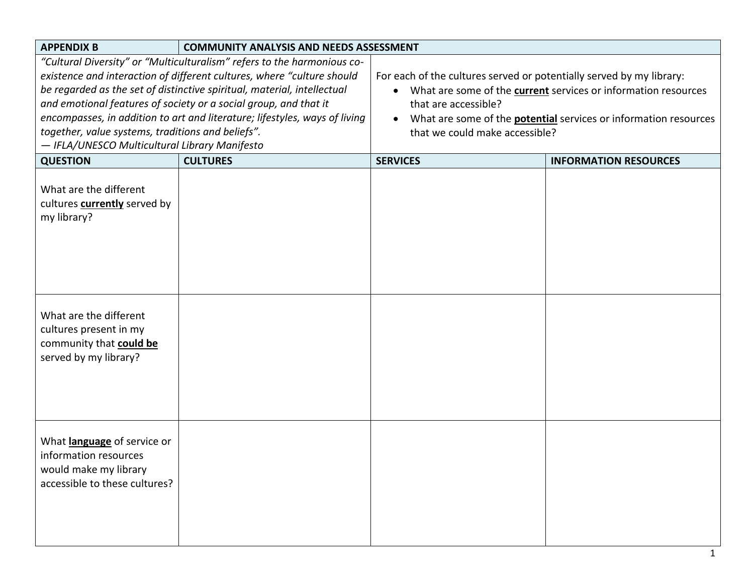| **APPENDIX B** | **COMMUNITY ANALYSIS AND NEEDS ASSESSMENT** | | |
|---|---|---|---|
| *"Cultural Diversity" or "Multiculturalism" refers to the harmonious co-existence and interaction of different cultures, where "culture should be regarded as the set of distinctive spiritual, material, intellectual and emotional features of society or a social group, and that it encompasses, in addition to art and literature; lifestyles, ways of living together, value systems, traditions and beliefs". — IFLA/UNESCO Multicultural Library Manifesto* | | For each of the cultures served or potentially served by my library: <br>• What are some of the **current** services or information resources that are accessible? <br>• What are some of the **potential** services or information resources that we could make accessible? | |
| **QUESTION** | **CULTURES** | **SERVICES** | **INFORMATION RESOURCES** |
| What are the different cultures **currently** served by my library? | | | |
| What are the different cultures present in my community that **could be** served by my library? | | | |
| What **language** of service or information resources would make my library accessible to these cultures? | | | |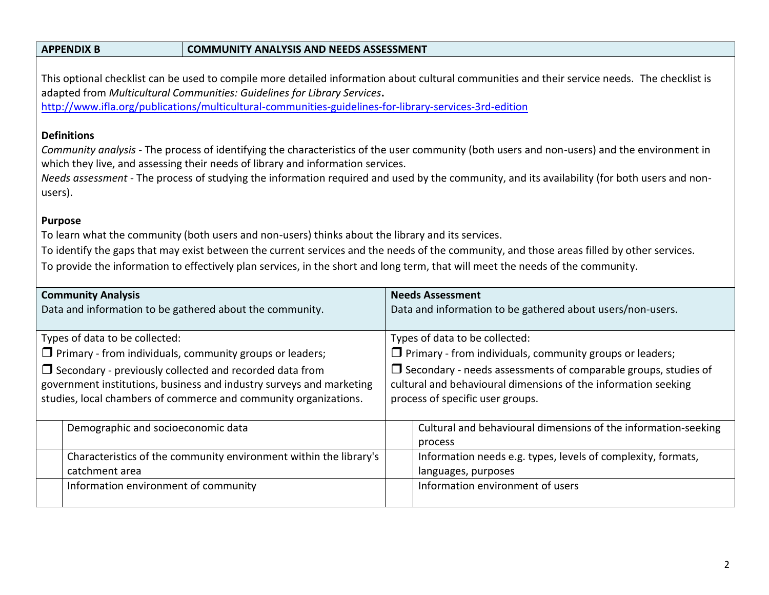| **APPENDIX B** | **COMMUNITY ANALYSIS AND NEEDS ASSESSMENT** |
|---|---|

This optional checklist can be used to compile more detailed information about cultural communities and their service needs. The checklist is adapted from *Multicultural Communities: Guidelines for Library Services***.**
http://www.ifla.org/publications/multicultural-communities-guidelines-for-library-services-3rd-edition

**Definitions**

*Community analysis* - The process of identifying the characteristics of the user community (both users and non-users) and the environment in which they live, and assessing their needs of library and information services.

*Needs assessment* - The process of studying the information required and used by the community, and its availability (for both users and non-users).

**Purpose**

To learn what the community (both users and non-users) thinks about the library and its services.

To identify the gaps that may exist between the current services and the needs of the community, and those areas filled by other services.

To provide the information to effectively plan services, in the short and long term, that will meet the needs of the community.

| **Community Analysis**<br>Data and information to be gathered about the community. | | **Needs Assessment**<br>Data and information to be gathered about users/non-users. | |
|---|---|---|---|
| Types of data to be collected:<br>❒ Primary - from individuals, community groups or leaders;<br>❒ Secondary - previously collected and recorded data from government institutions, business and industry surveys and marketing studies, local chambers of commerce and community organizations. | | Types of data to be collected:<br>❒ Primary - from individuals, community groups or leaders;<br>❒ Secondary - needs assessments of comparable groups, studies of cultural and behavioural dimensions of the information seeking process of specific user groups. | |
| | Demographic and socioeconomic data | | Cultural and behavioural dimensions of the information-seeking process |
| | Characteristics of the community environment within the library's catchment area | | Information needs e.g. types, levels of complexity, formats, languages, purposes |
| | Information environment of community | | Information environment of users |